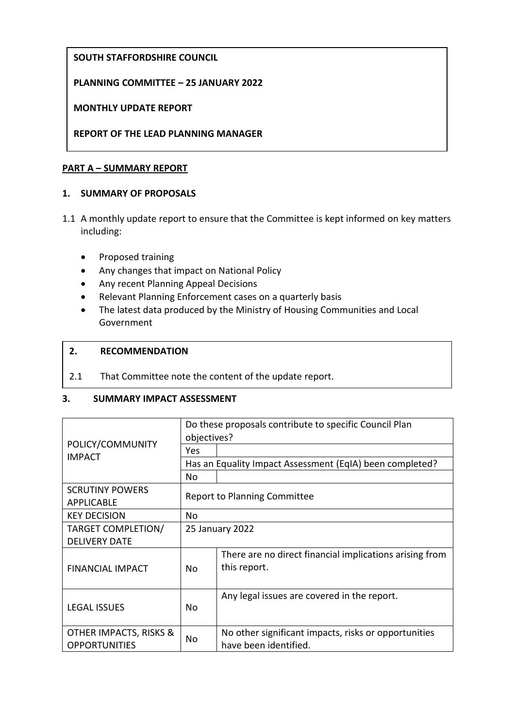**SOUTH STAFFORDSHIRE COUNCIL**

**PLANNING COMMITTEE – 25 JANUARY 2022**

**MONTHLY UPDATE REPORT**

**REPORT OF THE LEAD PLANNING MANAGER**

## PART A – SUMMARY REPORT

### 1. SUMMARY OF PROPOSALS

1.1 A monthly update report to ensure that the Committee is kept informed on key matters including:

- Proposed training
- Any changes that impact on National Policy
- Any recent Planning Appeal Decisions
- Relevant Planning Enforcement cases on a quarterly basis
- The latest data produced by the Ministry of Housing Communities and Local Government

### 2. RECOMMENDATION

2.1 That Committee note the content of the update report.

### 3. SUMMARY IMPACT ASSESSMENT

| | | |
|---|---|---|
| POLICY/COMMUNITY IMPACT | Do these proposals contribute to specific Council Plan objectives? | |
| | Yes | |
| | Has an Equality Impact Assessment (EqIA) been completed? | |
| | No | |
| SCRUTINY POWERS APPLICABLE | Report to Planning Committee | |
| KEY DECISION | No | |
| TARGET COMPLETION/ DELIVERY DATE | 25 January 2022 | |
| FINANCIAL IMPACT | No | There are no direct financial implications arising from this report. |
| LEGAL ISSUES | No | Any legal issues are covered in the report. |
| OTHER IMPACTS, RISKS & OPPORTUNITIES | No | No other significant impacts, risks or opportunities have been identified. |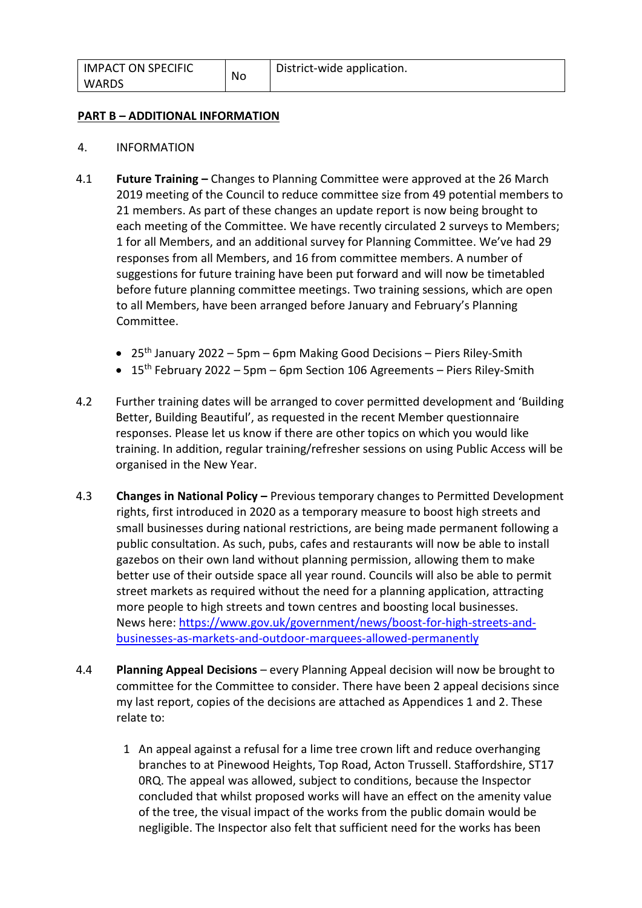| IMPACT ON SPECIFIC WARDS | No | District-wide application. |
|---|---|---|

**PART B – ADDITIONAL INFORMATION**

4. INFORMATION

4.1 **Future Training –** Changes to Planning Committee were approved at the 26 March 2019 meeting of the Council to reduce committee size from 49 potential members to 21 members. As part of these changes an update report is now being brought to each meeting of the Committee. We have recently circulated 2 surveys to Members; 1 for all Members, and an additional survey for Planning Committee. We've had 29 responses from all Members, and 16 from committee members. A number of suggestions for future training have been put forward and will now be timetabled before future planning committee meetings. Two training sessions, which are open to all Members, have been arranged before January and February's Planning Committee.

- 25th January 2022 – 5pm – 6pm Making Good Decisions – Piers Riley-Smith
- 15th February 2022 – 5pm – 6pm Section 106 Agreements – Piers Riley-Smith

4.2 Further training dates will be arranged to cover permitted development and 'Building Better, Building Beautiful', as requested in the recent Member questionnaire responses. Please let us know if there are other topics on which you would like training. In addition, regular training/refresher sessions on using Public Access will be organised in the New Year.

4.3 **Changes in National Policy –** Previous temporary changes to Permitted Development rights, first introduced in 2020 as a temporary measure to boost high streets and small businesses during national restrictions, are being made permanent following a public consultation. As such, pubs, cafes and restaurants will now be able to install gazebos on their own land without planning permission, allowing them to make better use of their outside space all year round. Councils will also be able to permit street markets as required without the need for a planning application, attracting more people to high streets and town centres and boosting local businesses. News here: https://www.gov.uk/government/news/boost-for-high-streets-and-businesses-as-markets-and-outdoor-marquees-allowed-permanently

4.4 **Planning Appeal Decisions** – every Planning Appeal decision will now be brought to committee for the Committee to consider. There have been 2 appeal decisions since my last report, copies of the decisions are attached as Appendices 1 and 2. These relate to:

1. An appeal against a refusal for a lime tree crown lift and reduce overhanging branches to at Pinewood Heights, Top Road, Acton Trussell. Staffordshire, ST17 0RQ. The appeal was allowed, subject to conditions, because the Inspector concluded that whilst proposed works will have an effect on the amenity value of the tree, the visual impact of the works from the public domain would be negligible. The Inspector also felt that sufficient need for the works has been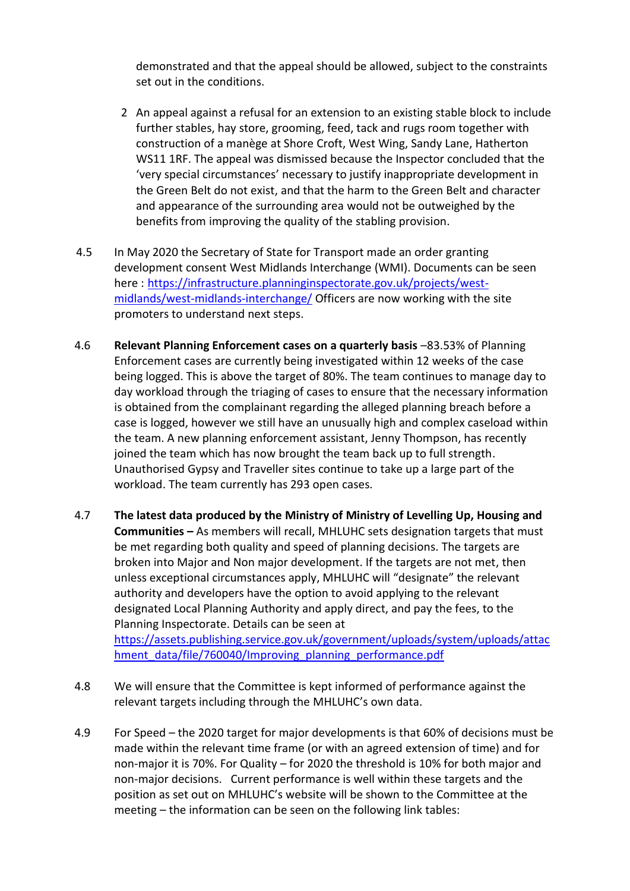demonstrated and that the appeal should be allowed, subject to the constraints set out in the conditions.

2. An appeal against a refusal for an extension to an existing stable block to include further stables, hay store, grooming, feed, tack and rugs room together with construction of a manège at Shore Croft, West Wing, Sandy Lane, Hatherton WS11 1RF. The appeal was dismissed because the Inspector concluded that the 'very special circumstances' necessary to justify inappropriate development in the Green Belt do not exist, and that the harm to the Green Belt and character and appearance of the surrounding area would not be outweighed by the benefits from improving the quality of the stabling provision.

4.5 In May 2020 the Secretary of State for Transport made an order granting development consent West Midlands Interchange (WMI). Documents can be seen here : [https://infrastructure.planninginspectorate.gov.uk/projects/west-midlands/west-midlands-interchange/](https://infrastructure.planninginspectorate.gov.uk/projects/west-midlands/west-midlands-interchange/) Officers are now working with the site promoters to understand next steps.

4.6 **Relevant Planning Enforcement cases on a quarterly basis** –83.53% of Planning Enforcement cases are currently being investigated within 12 weeks of the case being logged. This is above the target of 80%. The team continues to manage day to day workload through the triaging of cases to ensure that the necessary information is obtained from the complainant regarding the alleged planning breach before a case is logged, however we still have an unusually high and complex caseload within the team. A new planning enforcement assistant, Jenny Thompson, has recently joined the team which has now brought the team back up to full strength. Unauthorised Gypsy and Traveller sites continue to take up a large part of the workload. The team currently has 293 open cases.

4.7 **The latest data produced by the Ministry of Ministry of Levelling Up, Housing and Communities –** As members will recall, MHLUHC sets designation targets that must be met regarding both quality and speed of planning decisions. The targets are broken into Major and Non major development. If the targets are not met, then unless exceptional circumstances apply, MHLUHC will "designate" the relevant authority and developers have the option to avoid applying to the relevant designated Local Planning Authority and apply direct, and pay the fees, to the Planning Inspectorate. Details can be seen at [https://assets.publishing.service.gov.uk/government/uploads/system/uploads/attachment_data/file/760040/Improving_planning_performance.pdf](https://assets.publishing.service.gov.uk/government/uploads/system/uploads/attachment_data/file/760040/Improving_planning_performance.pdf)

4.8 We will ensure that the Committee is kept informed of performance against the relevant targets including through the MHLUHC's own data.

4.9 For Speed – the 2020 target for major developments is that 60% of decisions must be made within the relevant time frame (or with an agreed extension of time) and for non-major it is 70%. For Quality – for 2020 the threshold is 10% for both major and non-major decisions. Current performance is well within these targets and the position as set out on MHLUHC's website will be shown to the Committee at the meeting – the information can be seen on the following link tables: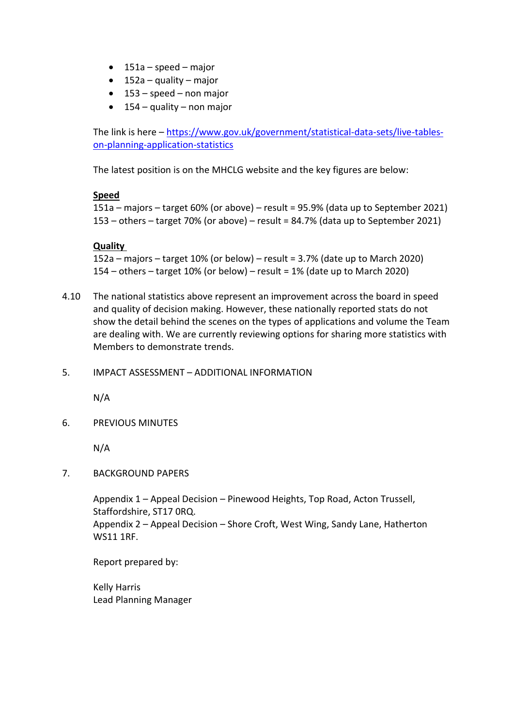- 151a – speed – major
- 152a – quality – major
- 153 – speed – non major
- 154 – quality – non major

The link is here – [https://www.gov.uk/government/statistical-data-sets/live-tables-on-planning-application-statistics](https://www.gov.uk/government/statistical-data-sets/live-tables-on-planning-application-statistics)

The latest position is on the MHCLG website and the key figures are below:

**Speed**
151a – majors – target 60% (or above) – result = 95.9% (data up to September 2021)
153 – others – target 70% (or above) – result = 84.7% (data up to September 2021)

**Quality**
152a – majors – target 10% (or below) – result = 3.7% (date up to March 2020)
154 – others – target 10% (or below) – result = 1% (date up to March 2020)

4.10 The national statistics above represent an improvement across the board in speed and quality of decision making. However, these nationally reported stats do not show the detail behind the scenes on the types of applications and volume the Team are dealing with. We are currently reviewing options for sharing more statistics with Members to demonstrate trends.

## 5. IMPACT ASSESSMENT – ADDITIONAL INFORMATION

N/A

## 6. PREVIOUS MINUTES

N/A

## 7. BACKGROUND PAPERS

Appendix 1 – Appeal Decision – Pinewood Heights, Top Road, Acton Trussell, Staffordshire, ST17 0RQ.
Appendix 2 – Appeal Decision – Shore Croft, West Wing, Sandy Lane, Hatherton WS11 1RF.

Report prepared by:

Kelly Harris
Lead Planning Manager